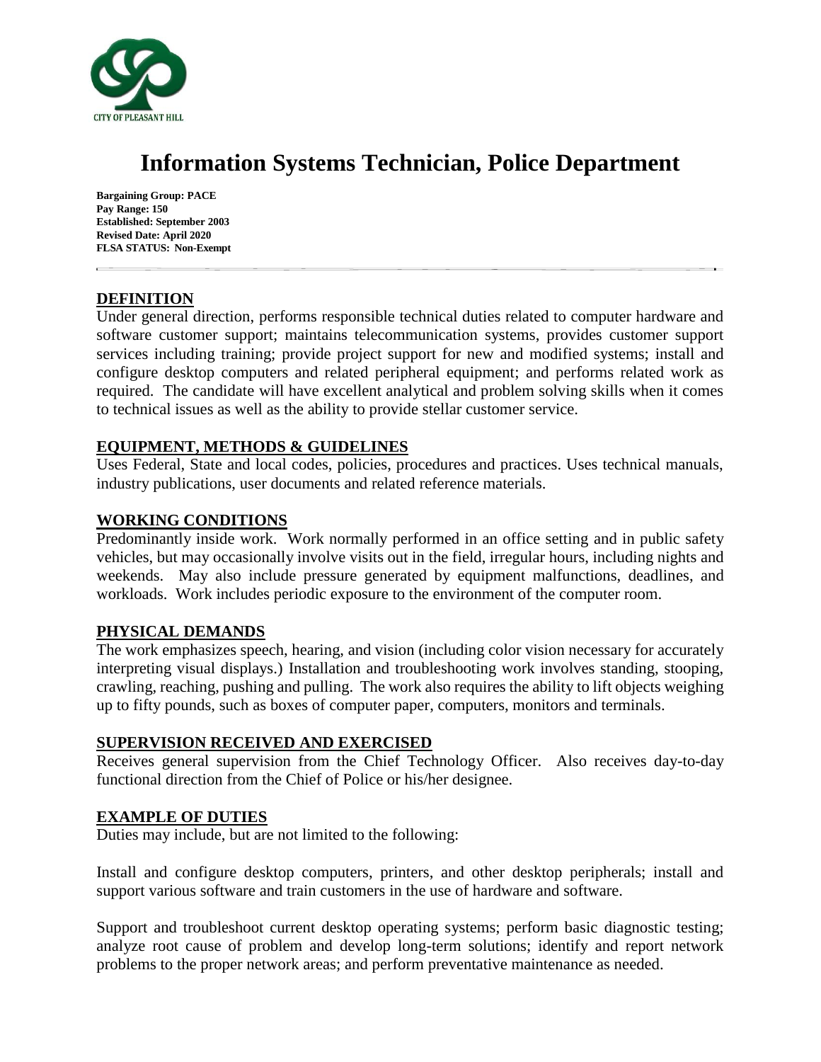CITY OF PLEASANT HILL

# Information Systems Technician, Police Department

**Bargaining Group: PACE**
**Pay Range: 150**
**Established: September 2003**
**Revised Date: April 2020**
**FLSA STATUS: Non-Exempt**

---

## DEFINITION

Under general direction, performs responsible technical duties related to computer hardware and software customer support; maintains telecommunication systems, provides customer support services including training; provide project support for new and modified systems; install and configure desktop computers and related peripheral equipment; and performs related work as required. The candidate will have excellent analytical and problem solving skills when it comes to technical issues as well as the ability to provide stellar customer service.

## EQUIPMENT, METHODS & GUIDELINES

Uses Federal, State and local codes, policies, procedures and practices. Uses technical manuals, industry publications, user documents and related reference materials.

## WORKING CONDITIONS

Predominantly inside work. Work normally performed in an office setting and in public safety vehicles, but may occasionally involve visits out in the field, irregular hours, including nights and weekends. May also include pressure generated by equipment malfunctions, deadlines, and workloads. Work includes periodic exposure to the environment of the computer room.

## PHYSICAL DEMANDS

The work emphasizes speech, hearing, and vision (including color vision necessary for accurately interpreting visual displays.) Installation and troubleshooting work involves standing, stooping, crawling, reaching, pushing and pulling. The work also requires the ability to lift objects weighing up to fifty pounds, such as boxes of computer paper, computers, monitors and terminals.

## SUPERVISION RECEIVED AND EXERCISED

Receives general supervision from the Chief Technology Officer. Also receives day-to-day functional direction from the Chief of Police or his/her designee.

## EXAMPLE OF DUTIES

Duties may include, but are not limited to the following:

Install and configure desktop computers, printers, and other desktop peripherals; install and support various software and train customers in the use of hardware and software.

Support and troubleshoot current desktop operating systems; perform basic diagnostic testing; analyze root cause of problem and develop long-term solutions; identify and report network problems to the proper network areas; and perform preventative maintenance as needed.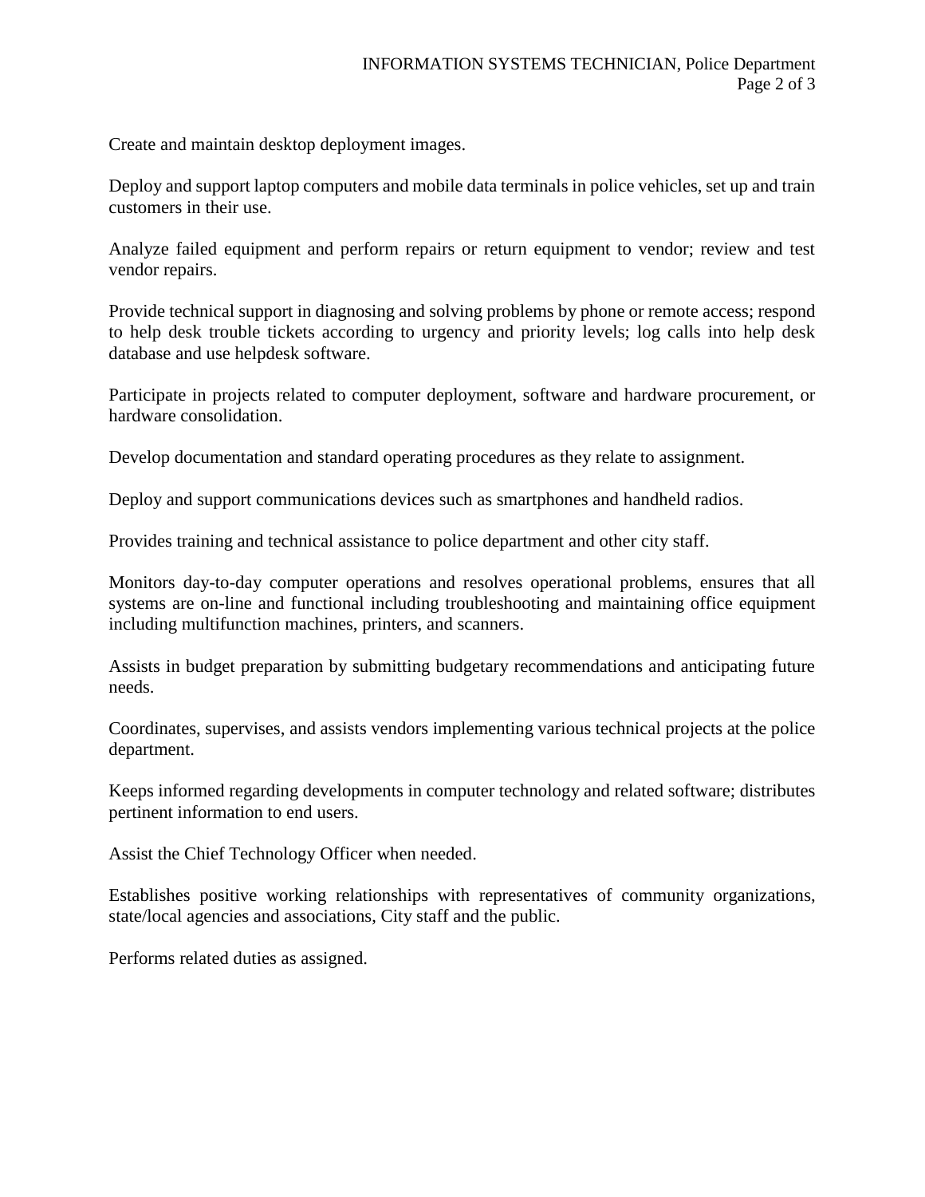Create and maintain desktop deployment images.

Deploy and support laptop computers and mobile data terminals in police vehicles, set up and train customers in their use.

Analyze failed equipment and perform repairs or return equipment to vendor; review and test vendor repairs.

Provide technical support in diagnosing and solving problems by phone or remote access; respond to help desk trouble tickets according to urgency and priority levels; log calls into help desk database and use helpdesk software.

Participate in projects related to computer deployment, software and hardware procurement, or hardware consolidation.

Develop documentation and standard operating procedures as they relate to assignment.

Deploy and support communications devices such as smartphones and handheld radios.

Provides training and technical assistance to police department and other city staff.

Monitors day-to-day computer operations and resolves operational problems, ensures that all systems are on-line and functional including troubleshooting and maintaining office equipment including multifunction machines, printers, and scanners.

Assists in budget preparation by submitting budgetary recommendations and anticipating future needs.

Coordinates, supervises, and assists vendors implementing various technical projects at the police department.

Keeps informed regarding developments in computer technology and related software; distributes pertinent information to end users.

Assist the Chief Technology Officer when needed.

Establishes positive working relationships with representatives of community organizations, state/local agencies and associations, City staff and the public.

Performs related duties as assigned.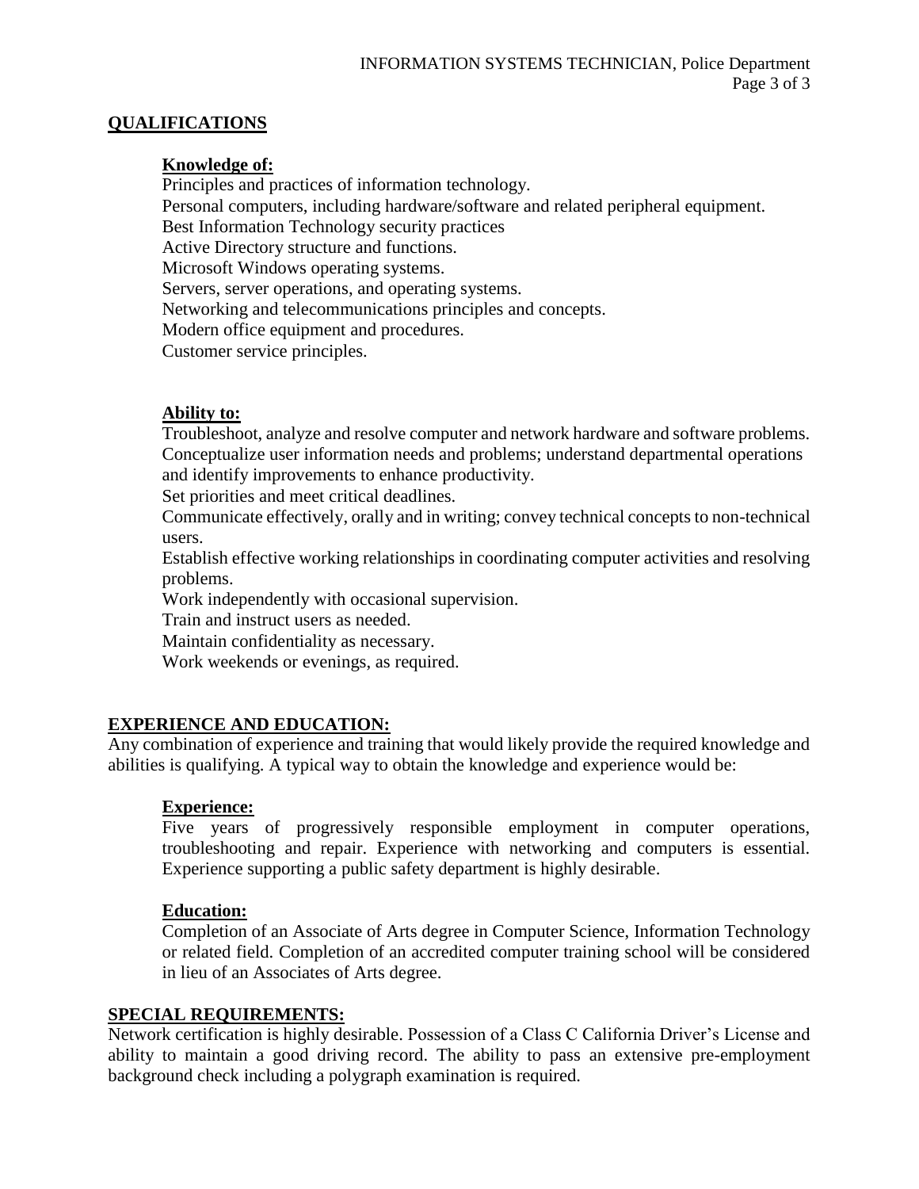## QUALIFICATIONS

### Knowledge of:

Principles and practices of information technology.
Personal computers, including hardware/software and related peripheral equipment.
Best Information Technology security practices
Active Directory structure and functions.
Microsoft Windows operating systems.
Servers, server operations, and operating systems.
Networking and telecommunications principles and concepts.
Modern office equipment and procedures.
Customer service principles.

### Ability to:

Troubleshoot, analyze and resolve computer and network hardware and software problems.
Conceptualize user information needs and problems; understand departmental operations and identify improvements to enhance productivity.
Set priorities and meet critical deadlines.
Communicate effectively, orally and in writing; convey technical concepts to non-technical users.
Establish effective working relationships in coordinating computer activities and resolving problems.
Work independently with occasional supervision.
Train and instruct users as needed.
Maintain confidentiality as necessary.
Work weekends or evenings, as required.

## EXPERIENCE AND EDUCATION:

Any combination of experience and training that would likely provide the required knowledge and abilities is qualifying. A typical way to obtain the knowledge and experience would be:

### Experience:

Five years of progressively responsible employment in computer operations, troubleshooting and repair. Experience with networking and computers is essential. Experience supporting a public safety department is highly desirable.

### Education:

Completion of an Associate of Arts degree in Computer Science, Information Technology or related field. Completion of an accredited computer training school will be considered in lieu of an Associates of Arts degree.

## SPECIAL REQUIREMENTS:

Network certification is highly desirable. Possession of a Class C California Driver's License and ability to maintain a good driving record. The ability to pass an extensive pre-employment background check including a polygraph examination is required.